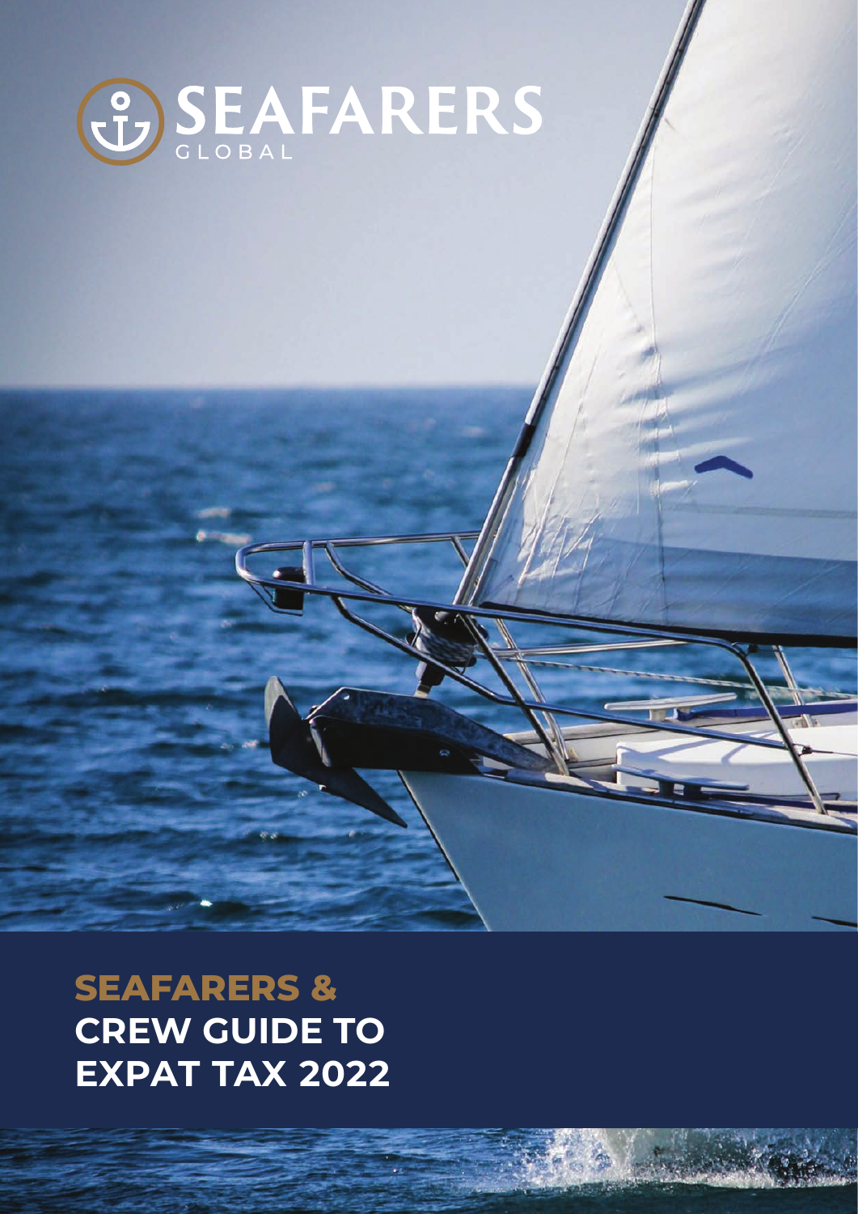SEAFARERS

GLOBAL

# SEAFARERS & CREW GUIDE TO EXPAT TAX 2022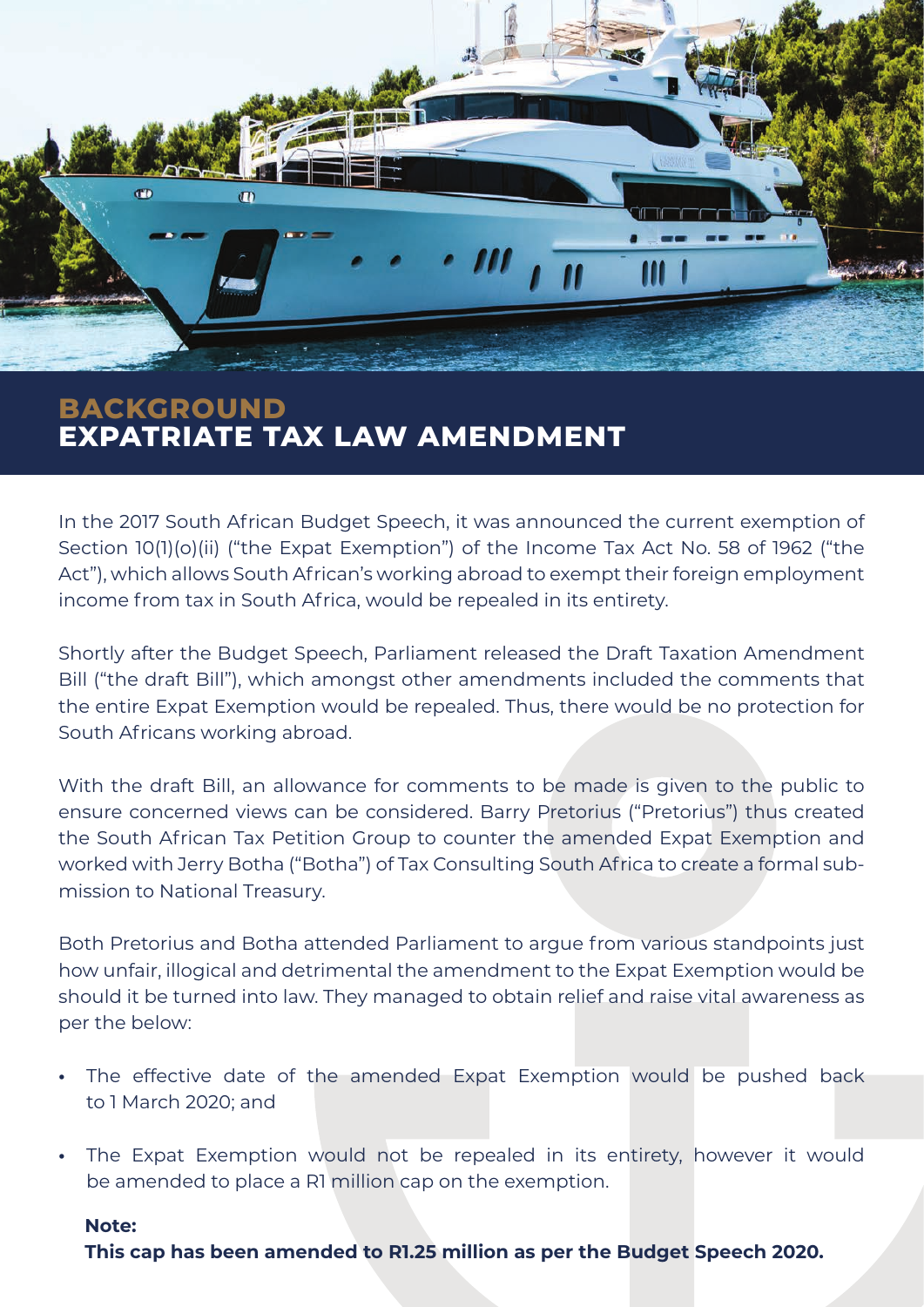# BACKGROUND
# EXPATRIATE TAX LAW AMENDMENT

In the 2017 South African Budget Speech, it was announced the current exemption of Section 10(1)(o)(ii) ("the Expat Exemption") of the Income Tax Act No. 58 of 1962 ("the Act"), which allows South African's working abroad to exempt their foreign employment income from tax in South Africa, would be repealed in its entirety.

Shortly after the Budget Speech, Parliament released the Draft Taxation Amendment Bill ("the draft Bill"), which amongst other amendments included the comments that the entire Expat Exemption would be repealed. Thus, there would be no protection for South Africans working abroad.

With the draft Bill, an allowance for comments to be made is given to the public to ensure concerned views can be considered. Barry Pretorius ("Pretorius") thus created the South African Tax Petition Group to counter the amended Expat Exemption and worked with Jerry Botha ("Botha") of Tax Consulting South Africa to create a formal submission to National Treasury.

Both Pretorius and Botha attended Parliament to argue from various standpoints just how unfair, illogical and detrimental the amendment to the Expat Exemption would be should it be turned into law. They managed to obtain relief and raise vital awareness as per the below:

- The effective date of the amended Expat Exemption would be pushed back to 1 March 2020; and
- The Expat Exemption would not be repealed in its entirety, however it would be amended to place a R1 million cap on the exemption.

**Note:**
**This cap has been amended to R1.25 million as per the Budget Speech 2020.**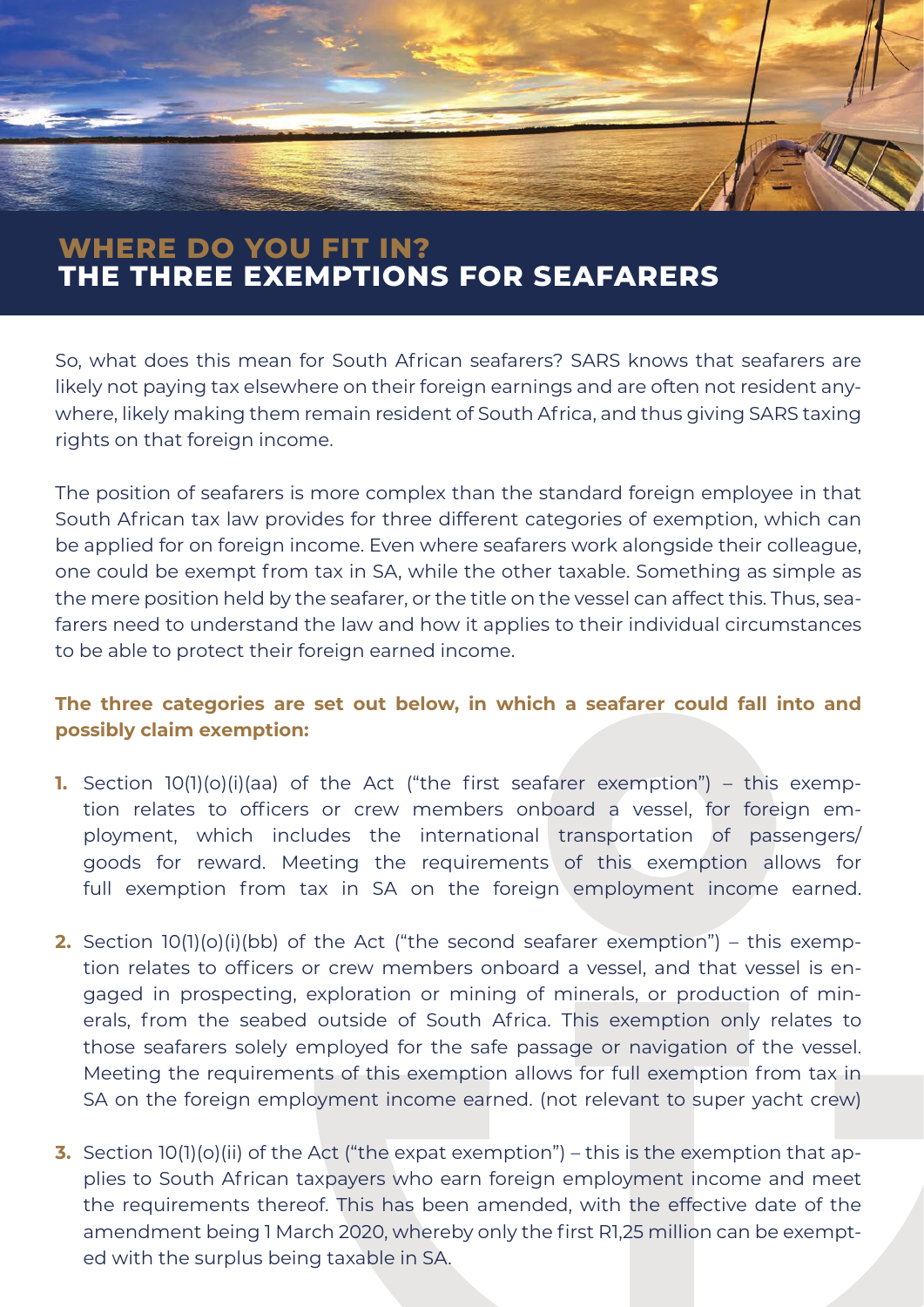## WHERE DO YOU FIT IN?
## THE THREE EXEMPTIONS FOR SEAFARERS

So, what does this mean for South African seafarers? SARS knows that seafarers are likely not paying tax elsewhere on their foreign earnings and are often not resident anywhere, likely making them remain resident of South Africa, and thus giving SARS taxing rights on that foreign income.

The position of seafarers is more complex than the standard foreign employee in that South African tax law provides for three different categories of exemption, which can be applied for on foreign income. Even where seafarers work alongside their colleague, one could be exempt from tax in SA, while the other taxable. Something as simple as the mere position held by the seafarer, or the title on the vessel can affect this. Thus, seafarers need to understand the law and how it applies to their individual circumstances to be able to protect their foreign earned income.

**The three categories are set out below, in which a seafarer could fall into and possibly claim exemption:**

1. Section 10(1)(o)(i)(aa) of the Act ("the first seafarer exemption") – this exemption relates to officers or crew members onboard a vessel, for foreign employment, which includes the international transportation of passengers/ goods for reward. Meeting the requirements of this exemption allows for full exemption from tax in SA on the foreign employment income earned.

2. Section 10(1)(o)(i)(bb) of the Act ("the second seafarer exemption") – this exemption relates to officers or crew members onboard a vessel, and that vessel is engaged in prospecting, exploration or mining of minerals, or production of minerals, from the seabed outside of South Africa. This exemption only relates to those seafarers solely employed for the safe passage or navigation of the vessel. Meeting the requirements of this exemption allows for full exemption from tax in SA on the foreign employment income earned. (not relevant to super yacht crew)

3. Section 10(1)(o)(ii) of the Act ("the expat exemption") – this is the exemption that applies to South African taxpayers who earn foreign employment income and meet the requirements thereof. This has been amended, with the effective date of the amendment being 1 March 2020, whereby only the first R1,25 million can be exempted with the surplus being taxable in SA.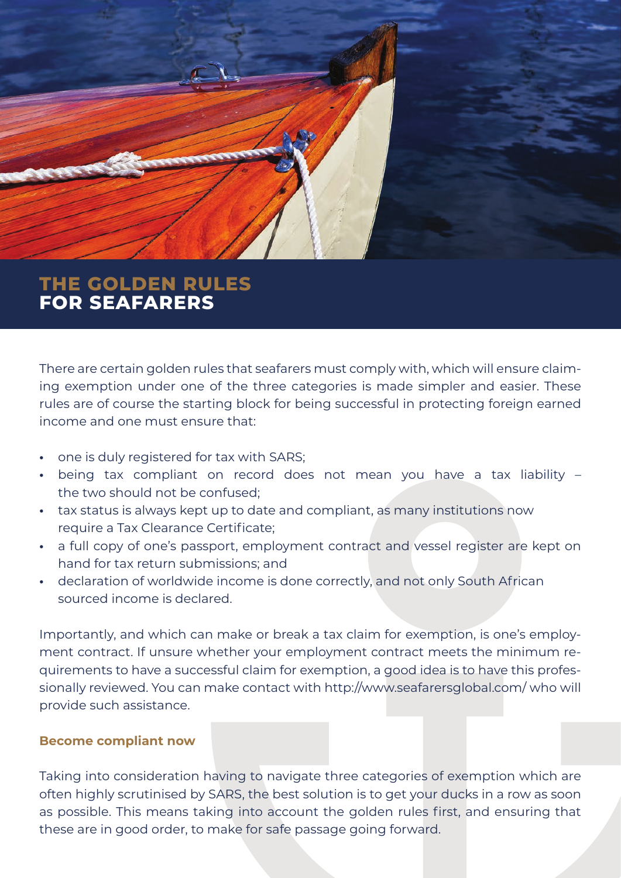# THE GOLDEN RULES FOR SEAFARERS

There are certain golden rules that seafarers must comply with, which will ensure claiming exemption under one of the three categories is made simpler and easier. These rules are of course the starting block for being successful in protecting foreign earned income and one must ensure that:

- one is duly registered for tax with SARS;
- being tax compliant on record does not mean you have a tax liability – the two should not be confused;
- tax status is always kept up to date and compliant, as many institutions now require a Tax Clearance Certificate;
- a full copy of one's passport, employment contract and vessel register are kept on hand for tax return submissions; and
- declaration of worldwide income is done correctly, and not only South African sourced income is declared.

Importantly, and which can make or break a tax claim for exemption, is one's employment contract. If unsure whether your employment contract meets the minimum requirements to have a successful claim for exemption, a good idea is to have this professionally reviewed. You can make contact with http://www.seafarersglobal.com/ who will provide such assistance.

### Become compliant now

Taking into consideration having to navigate three categories of exemption which are often highly scrutinised by SARS, the best solution is to get your ducks in a row as soon as possible. This means taking into account the golden rules first, and ensuring that these are in good order, to make for safe passage going forward.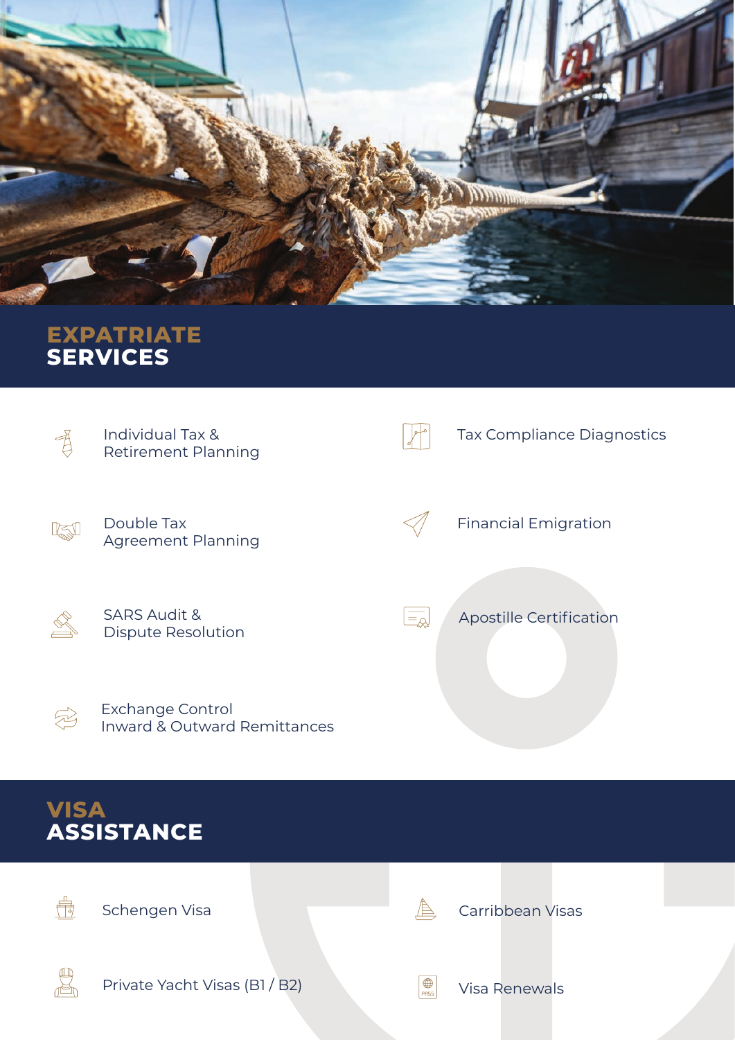## EXPATRIATE SERVICES

- Individual Tax & Retirement Planning
- Tax Compliance Diagnostics
- Double Tax Agreement Planning
- Financial Emigration
- SARS Audit & Dispute Resolution
- Apostille Certification
- Exchange Control Inward & Outward Remittances

## VISA ASSISTANCE

- Schengen Visa
- Carribbean Visas
- Private Yacht Visas (B1 / B2)
- Visa Renewals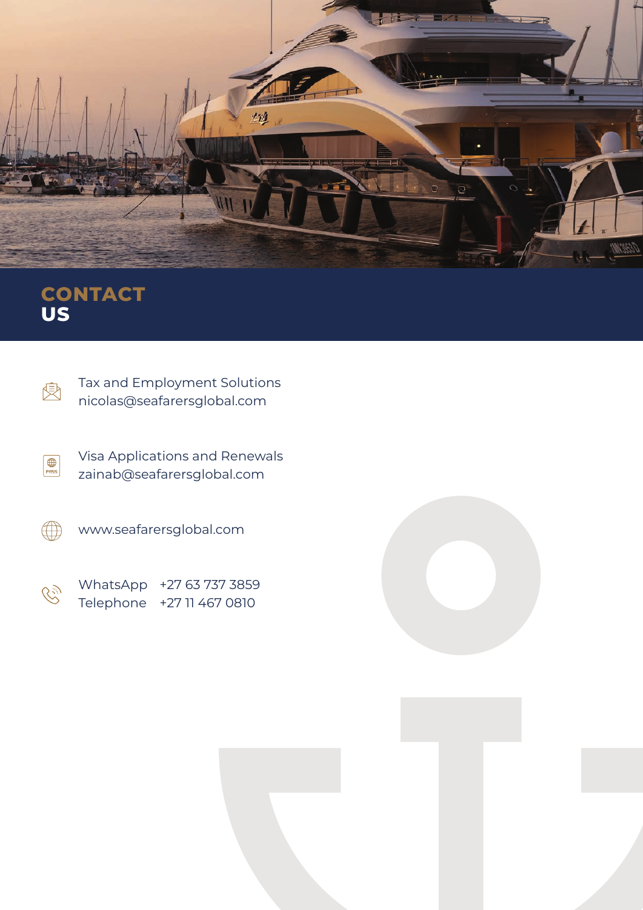# CONTACT US

Tax and Employment Solutions
nicolas@seafarersglobal.com

Visa Applications and Renewals
zainab@seafarersglobal.com

www.seafarersglobal.com

WhatsApp +27 63 737 3859
Telephone +27 11 467 0810